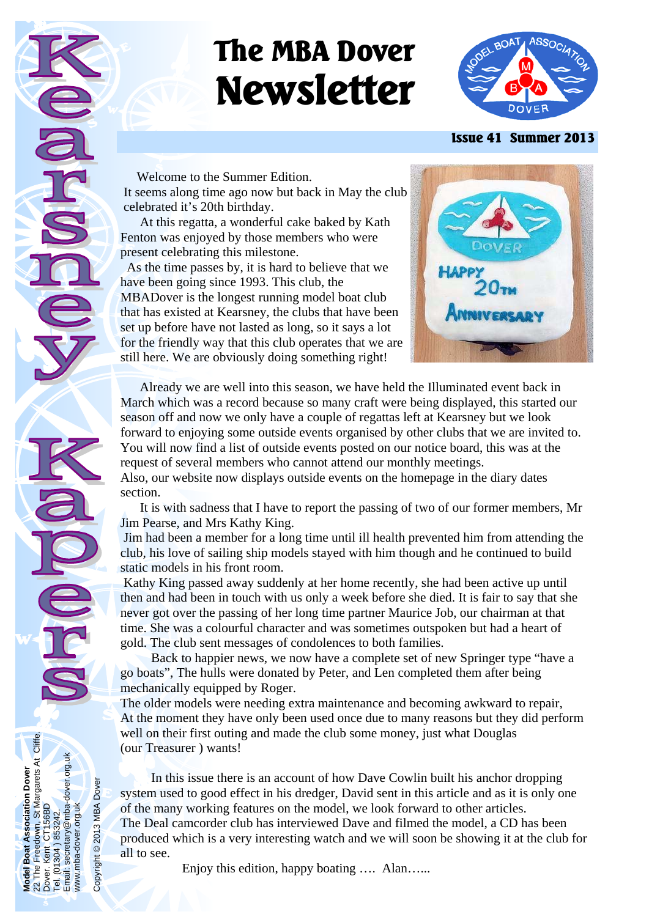# The MBA Dover Newsletter

**Issue 41 Summer 2013**

**Kearsney Kapers**

Welcome to the Summer Edition.

It seems along time ago now but back in May the club celebrated it's 20th birthday.

At this regatta, a wonderful cake baked by Kath Fenton was enjoyed by those members who were present celebrating this milestone.

As the time passes by, it is hard to believe that we have been going since 1993. This club, the MBADover is the longest running model boat club that has existed at Kearsney, the clubs that have been set up before have not lasted as long, so it says a lot for the friendly way that this club operates that we are still here. We are obviously doing something right!

Already we are well into this season, we have held the Illuminated event back in March which was a record because so many craft were being displayed, this started our season off and now we only have a couple of regattas left at Kearsney but we look forward to enjoying some outside events organised by other clubs that we are invited to. You will now find a list of outside events posted on our notice board, this was at the request of several members who cannot attend our monthly meetings.

Also, our website now displays outside events on the homepage in the diary dates section.

It is with sadness that I have to report the passing of two of our former members, Mr Jim Pearse, and Mrs Kathy King.

Jim had been a member for a long time until ill health prevented him from attending the club, his love of sailing ship models stayed with him though and he continued to build static models in his front room.

Kathy King passed away suddenly at her home recently, she had been active up until then and had been in touch with us only a week before she died. It is fair to say that she never got over the passing of her long time partner Maurice Job, our chairman at that time. She was a colourful character and was sometimes outspoken but had a heart of gold. The club sent messages of condolences to both families.

Back to happier news, we now have a complete set of new Springer type "have a go boats", The hulls were donated by Peter, and Len completed them after being mechanically equipped by Roger.

The older models were needing extra maintenance and becoming awkward to repair, At the moment they have only been used once due to many reasons but they did perform well on their first outing and made the club some money, just what Douglas (our Treasurer ) wants!

In this issue there is an account of how Dave Cowlin built his anchor dropping system used to good effect in his dredger, David sent in this article and as it is only one of the many working features on the model, we look forward to other articles.

The Deal camcorder club has interviewed Dave and filmed the model, a CD has been produced which is a very interesting watch and we will soon be showing it at the club for all to see.

Enjoy this edition, happy boating …. Alan…...

**Model Boat Association Dover**
22 The Freedown, St Margarets At Cliffe,
Dover, Kent CT156BD
Tel. (01304 ) 853242.
Email: secretary@mba-dover.org.uk
www.mba-dover.org.uk

Copyright © 2013 MBA Dover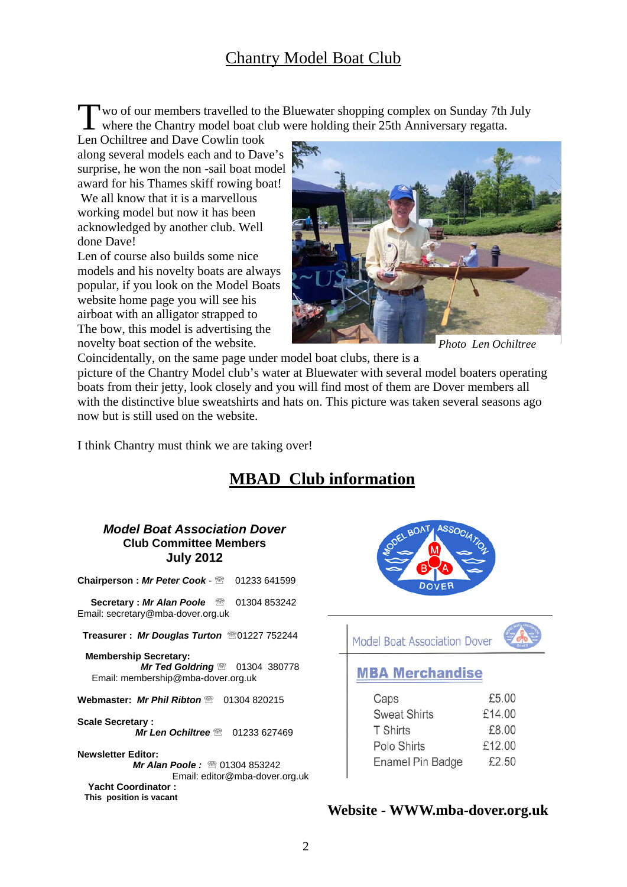# Chantry Model Boat Club

Two of our members travelled to the Bluewater shopping complex on Sunday 7th July where the Chantry model boat club were holding their 25th Anniversary regatta. Len Ochiltree and Dave Cowlin took along several models each and to Dave's surprise, he won the non -sail boat model award for his Thames skiff rowing boat! We all know that it is a marvellous working model but now it has been acknowledged by another club. Well done Dave!

Len of course also builds some nice models and his novelty boats are always popular, if you look on the Model Boats website home page you will see his airboat with an alligator strapped to The bow, this model is advertising the novelty boat section of the website.

*Photo Len Ochiltree*

Coincidentally, on the same page under model boat clubs, there is a picture of the Chantry Model club's water at Bluewater with several model boaters operating boats from their jetty, look closely and you will find most of them are Dover members all with the distinctive blue sweatshirts and hats on. This picture was taken several seasons ago now but is still used on the website.

I think Chantry must think we are taking over!

# MBAD Club information

***Model Boat Association Dover***
**Club Committee Members**
**July 2012**

**Chairperson :** ***Mr Peter Cook*** - ☎ 01233 641599

**Secretary :** ***Mr Alan Poole*** ☎ 01304 853242
Email: secretary@mba-dover.org.uk

**Treasurer :** ***Mr Douglas Turton*** ☎01227 752244

**Membership Secretary:**
***Mr Ted Goldring*** ☎ 01304 380778
Email: membership@mba-dover.org.uk

**Webmaster:** ***Mr Phil Ribton*** ☎ 01304 820215

**Scale Secretary :**
***Mr Len Ochiltree*** ☎ 01233 627469

**Newsletter Editor:**
***Mr Alan Poole :*** ☎ 01304 853242
Email: editor@mba-dover.org.uk

**Yacht Coordinator :**
**This position is vacant**

Model Boat Association Dover

## MBA Merchandise

| Item | Price |
|---|---|
| Caps | £5.00 |
| Sweat Shirts | £14.00 |
| T Shirts | £8.00 |
| Polo Shirts | £12.00 |
| Enamel Pin Badge | £2.50 |

**Website - WWW.mba-dover.org.uk**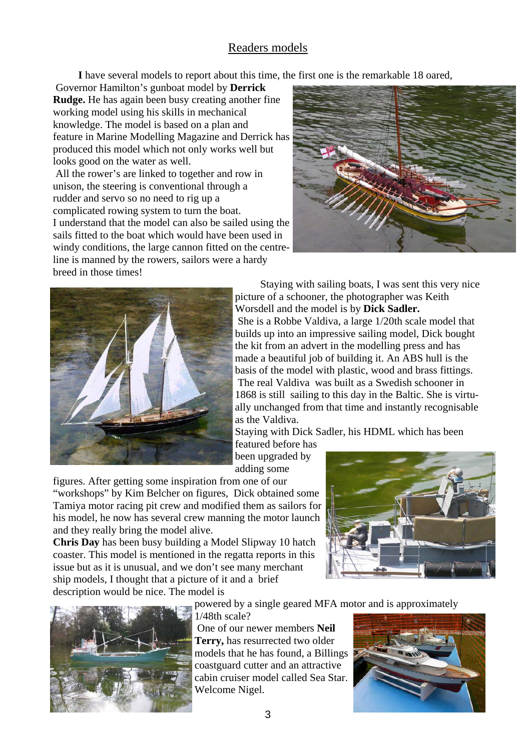# Readers models

**I** have several models to report about this time, the first one is the remarkable 18 oared, Governor Hamilton's gunboat model by **Derrick Rudge.** He has again been busy creating another fine working model using his skills in mechanical knowledge. The model is based on a plan and feature in Marine Modelling Magazine and Derrick has produced this model which not only works well but looks good on the water as well.

All the rower's are linked to together and row in unison, the steering is conventional through a rudder and servo so no need to rig up a complicated rowing system to turn the boat.

I understand that the model can also be sailed using the sails fitted to the boat which would have been used in windy conditions, the large cannon fitted on the centre-line is manned by the rowers, sailors were a hardy breed in those times!

Staying with sailing boats, I was sent this very nice picture of a schooner, the photographer was Keith Worsdell and the model is by **Dick Sadler.**

She is a Robbe Valdiva, a large 1/20th scale model that builds up into an impressive sailing model, Dick bought the kit from an advert in the modelling press and has made a beautiful job of building it. An ABS hull is the basis of the model with plastic, wood and brass fittings.

The real Valdiva was built as a Swedish schooner in 1868 is still sailing to this day in the Baltic. She is virtually unchanged from that time and instantly recognisable as the Valdiva.

Staying with Dick Sadler, his HDML which has been featured before has been upgraded by adding some figures. After getting some inspiration from one of our "workshops" by Kim Belcher on figures, Dick obtained some Tamiya motor racing pit crew and modified them as sailors for his model, he now has several crew manning the motor launch and they really bring the model alive.

**Chris Day** has been busy building a Model Slipway 10 hatch coaster. This model is mentioned in the regatta reports in this issue but as it is unusual, and we don't see many merchant ship models, I thought that a picture of it and a brief description would be nice. The model is powered by a single geared MFA motor and is approximately 1/48th scale?

One of our newer members **Neil Terry,** has resurrected two older models that he has found, a Billings coastguard cutter and an attractive cabin cruiser model called Sea Star. Welcome Nigel.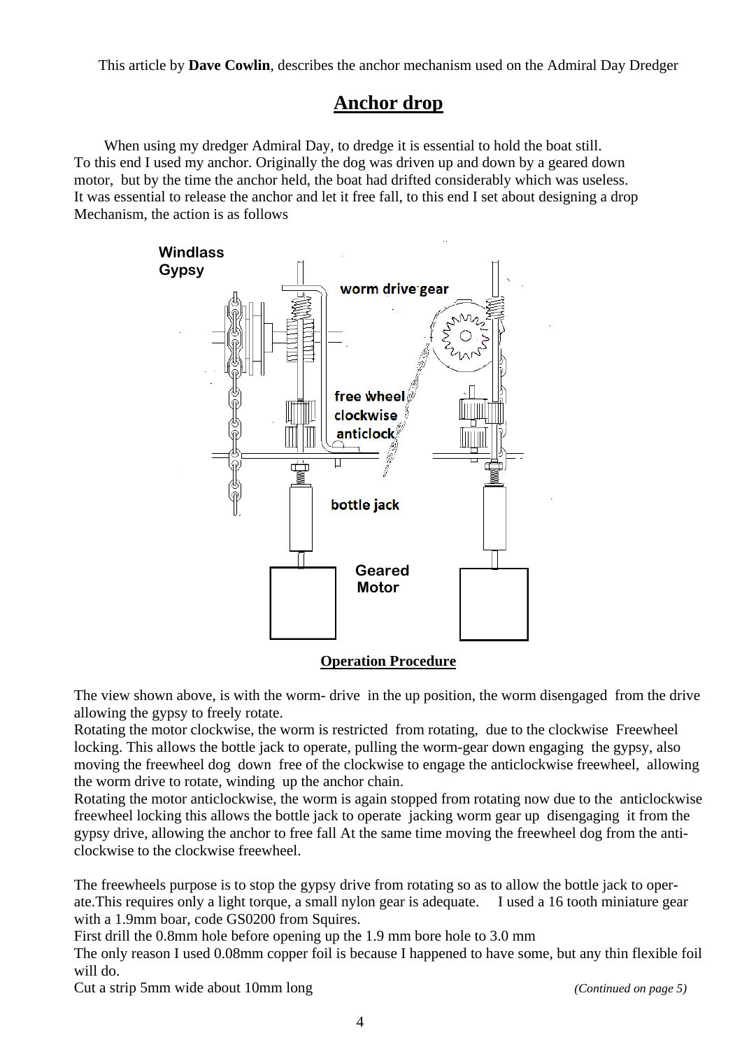This article by **Dave Cowlin**, describes the anchor mechanism used on the Admiral Day Dredger

# Anchor drop

When using my dredger Admiral Day, to dredge it is essential to hold the boat still. To this end I used my anchor. Originally the dog was driven up and down by a geared down motor, but by the time the anchor held, the boat had drifted considerably which was useless. It was essential to release the anchor and let it free fall, to this end I set about designing a drop Mechanism, the action is as follows

Windlass Gypsy

worm drive gear

free wheel clockwise anticlock

bottle jack

Geared Motor

## Operation Procedure

The view shown above, is with the worm- drive in the up position, the worm disengaged from the drive allowing the gypsy to freely rotate.

Rotating the motor clockwise, the worm is restricted from rotating, due to the clockwise Freewheel locking. This allows the bottle jack to operate, pulling the worm-gear down engaging the gypsy, also moving the freewheel dog down free of the clockwise to engage the anticlockwise freewheel, allowing the worm drive to rotate, winding up the anchor chain.

Rotating the motor anticlockwise, the worm is again stopped from rotating now due to the anticlockwise freewheel locking this allows the bottle jack to operate jacking worm gear up disengaging it from the gypsy drive, allowing the anchor to free fall At the same time moving the freewheel dog from the anti-clockwise to the clockwise freewheel.

The freewheels purpose is to stop the gypsy drive from rotating so as to allow the bottle jack to operate.This requires only a light torque, a small nylon gear is adequate. I used a 16 tooth miniature gear with a 1.9mm boar, code GS0200 from Squires.

First drill the 0.8mm hole before opening up the 1.9 mm bore hole to 3.0 mm

The only reason I used 0.08mm copper foil is because I happened to have some, but any thin flexible foil will do.

Cut a strip 5mm wide about 10mm long

*(Continued on page 5)*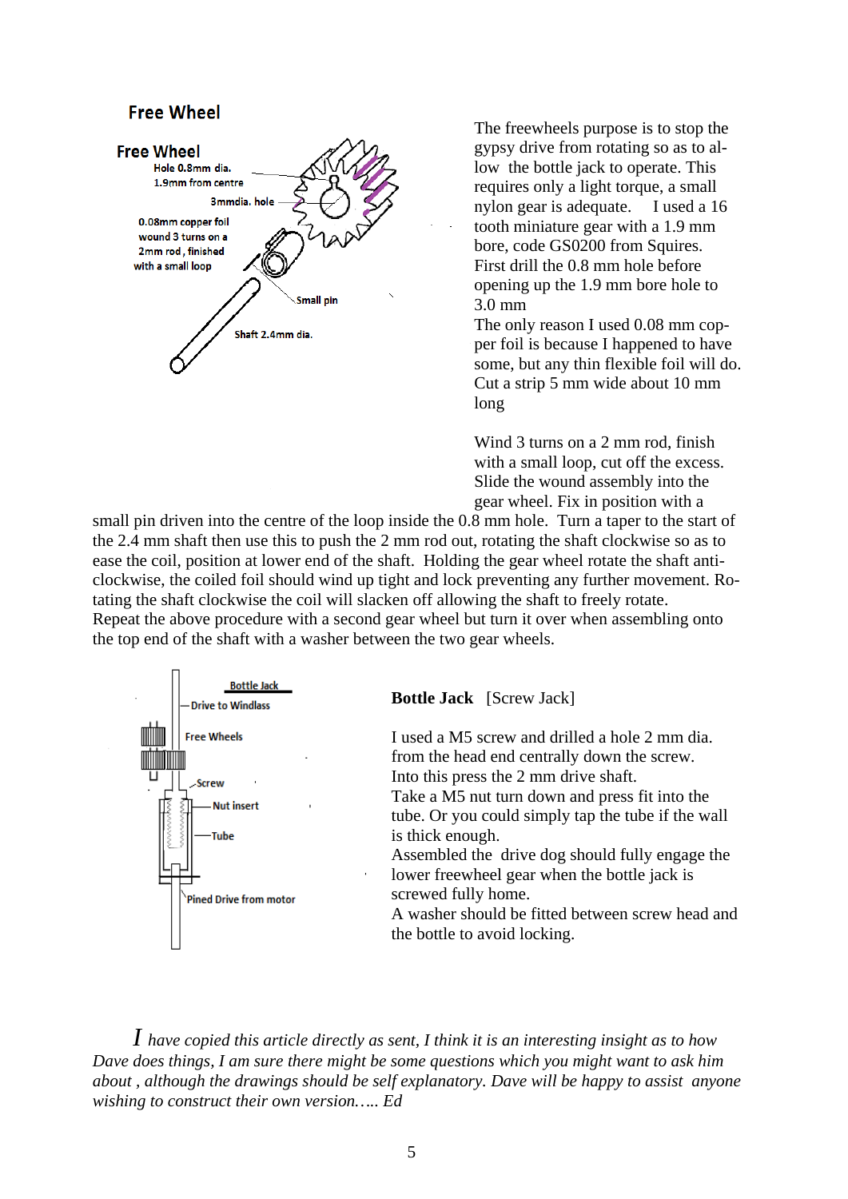## Free Wheel

Free Wheel

Hole 0.8mm dia. 1.9mm from centre

3mmdia. hole

0.08mm copper foil wound 3 turns on a 2mm rod , finished with a small loop

Small pin

Shaft 2.4mm dia.

The freewheels purpose is to stop the gypsy drive from rotating so as to allow the bottle jack to operate. This requires only a light torque, a small nylon gear is adequate. I used a 16 tooth miniature gear with a 1.9 mm bore, code GS0200 from Squires. First drill the 0.8 mm hole before opening up the 1.9 mm bore hole to 3.0 mm

The only reason I used 0.08 mm copper foil is because I happened to have some, but any thin flexible foil will do. Cut a strip 5 mm wide about 10 mm long

Wind 3 turns on a 2 mm rod, finish with a small loop, cut off the excess. Slide the wound assembly into the gear wheel. Fix in position with a small pin driven into the centre of the loop inside the 0.8 mm hole. Turn a taper to the start of the 2.4 mm shaft then use this to push the 2 mm rod out, rotating the shaft clockwise so as to ease the coil, position at lower end of the shaft. Holding the gear wheel rotate the shaft anti-clockwise, the coiled foil should wind up tight and lock preventing any further movement. Rotating the shaft clockwise the coil will slacken off allowing the shaft to freely rotate.

Repeat the above procedure with a second gear wheel but turn it over when assembling onto the top end of the shaft with a washer between the two gear wheels.

Bottle Jack

Drive to Windlass

Free Wheels

Screw

Nut insert

Tube

Pined Drive from motor

**Bottle Jack** [Screw Jack]

I used a M5 screw and drilled a hole 2 mm dia. from the head end centrally down the screw. Into this press the 2 mm drive shaft.

Take a M5 nut turn down and press fit into the tube. Or you could simply tap the tube if the wall is thick enough.

Assembled the drive dog should fully engage the lower freewheel gear when the bottle jack is screwed fully home.

A washer should be fitted between screw head and the bottle to avoid locking.

*I have copied this article directly as sent, I think it is an interesting insight as to how Dave does things, I am sure there might be some questions which you might want to ask him about , although the drawings should be self explanatory. Dave will be happy to assist anyone wishing to construct their own version….. Ed*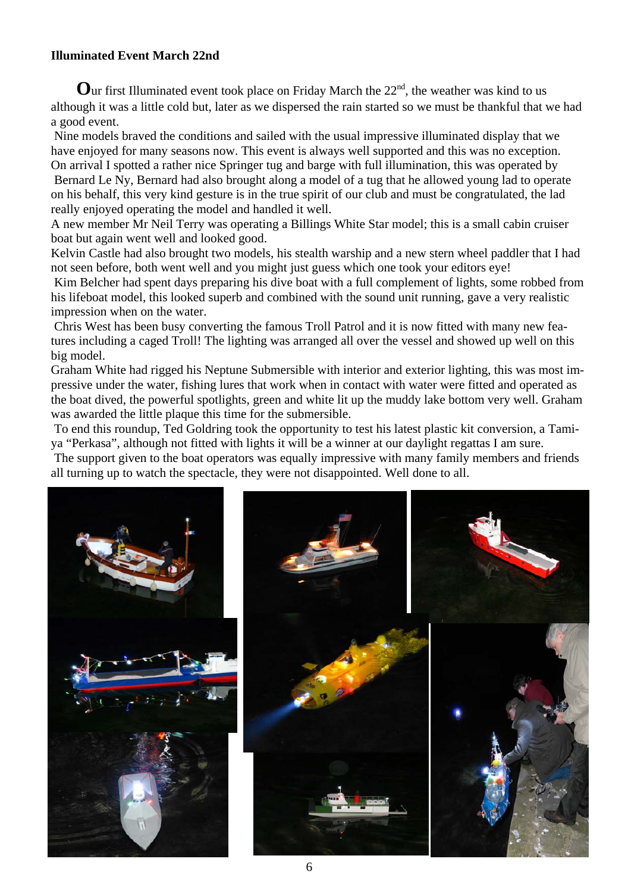**Illuminated Event March 22nd**

Our first Illuminated event took place on Friday March the 22nd, the weather was kind to us although it was a little cold but, later as we dispersed the rain started so we must be thankful that we had a good event.

Nine models braved the conditions and sailed with the usual impressive illuminated display that we have enjoyed for many seasons now. This event is always well supported and this was no exception. On arrival I spotted a rather nice Springer tug and barge with full illumination, this was operated by Bernard Le Ny, Bernard had also brought along a model of a tug that he allowed young lad to operate on his behalf, this very kind gesture is in the true spirit of our club and must be congratulated, the lad really enjoyed operating the model and handled it well.

A new member Mr Neil Terry was operating a Billings White Star model; this is a small cabin cruiser boat but again went well and looked good.

Kelvin Castle had also brought two models, his stealth warship and a new stern wheel paddler that I had not seen before, both went well and you might just guess which one took your editors eye!

Kim Belcher had spent days preparing his dive boat with a full complement of lights, some robbed from his lifeboat model, this looked superb and combined with the sound unit running, gave a very realistic impression when on the water.

Chris West has been busy converting the famous Troll Patrol and it is now fitted with many new features including a caged Troll! The lighting was arranged all over the vessel and showed up well on this big model.

Graham White had rigged his Neptune Submersible with interior and exterior lighting, this was most impressive under the water, fishing lures that work when in contact with water were fitted and operated as the boat dived, the powerful spotlights, green and white lit up the muddy lake bottom very well. Graham was awarded the little plaque this time for the submersible.

To end this roundup, Ted Goldring took the opportunity to test his latest plastic kit conversion, a Tamiya "Perkasa", although not fitted with lights it will be a winner at our daylight regattas I am sure.

The support given to the boat operators was equally impressive with many family members and friends all turning up to watch the spectacle, they were not disappointed. Well done to all.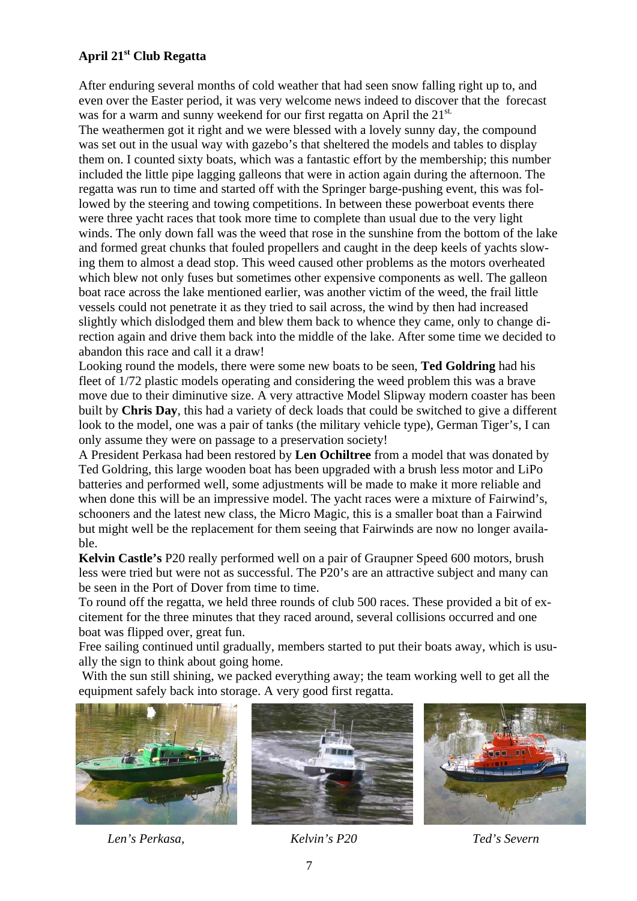### April 21st Club Regatta

After enduring several months of cold weather that had seen snow falling right up to, and even over the Easter period, it was very welcome news indeed to discover that the forecast was for a warm and sunny weekend for our first regatta on April the 21st.

The weathermen got it right and we were blessed with a lovely sunny day, the compound was set out in the usual way with gazebo's that sheltered the models and tables to display them on. I counted sixty boats, which was a fantastic effort by the membership; this number included the little pipe lagging galleons that were in action again during the afternoon. The regatta was run to time and started off with the Springer barge-pushing event, this was followed by the steering and towing competitions. In between these powerboat events there were three yacht races that took more time to complete than usual due to the very light winds. The only down fall was the weed that rose in the sunshine from the bottom of the lake and formed great chunks that fouled propellers and caught in the deep keels of yachts slowing them to almost a dead stop. This weed caused other problems as the motors overheated which blew not only fuses but sometimes other expensive components as well. The galleon boat race across the lake mentioned earlier, was another victim of the weed, the frail little vessels could not penetrate it as they tried to sail across, the wind by then had increased slightly which dislodged them and blew them back to whence they came, only to change direction again and drive them back into the middle of the lake. After some time we decided to abandon this race and call it a draw!

Looking round the models, there were some new boats to be seen, **Ted Goldring** had his fleet of 1/72 plastic models operating and considering the weed problem this was a brave move due to their diminutive size. A very attractive Model Slipway modern coaster has been built by **Chris Day**, this had a variety of deck loads that could be switched to give a different look to the model, one was a pair of tanks (the military vehicle type), German Tiger's, I can only assume they were on passage to a preservation society!

A President Perkasa had been restored by **Len Ochiltree** from a model that was donated by Ted Goldring, this large wooden boat has been upgraded with a brush less motor and LiPo batteries and performed well, some adjustments will be made to make it more reliable and when done this will be an impressive model. The yacht races were a mixture of Fairwind's, schooners and the latest new class, the Micro Magic, this is a smaller boat than a Fairwind but might well be the replacement for them seeing that Fairwinds are now no longer available.

**Kelvin Castle's** P20 really performed well on a pair of Graupner Speed 600 motors, brush less were tried but were not as successful. The P20's are an attractive subject and many can be seen in the Port of Dover from time to time.

To round off the regatta, we held three rounds of club 500 races. These provided a bit of excitement for the three minutes that they raced around, several collisions occurred and one boat was flipped over, great fun.

Free sailing continued until gradually, members started to put their boats away, which is usually the sign to think about going home.

With the sun still shining, we packed everything away; the team working well to get all the equipment safely back into storage. A very good first regatta.

*Len's Perkasa,* *Kelvin's P20* *Ted's Severn*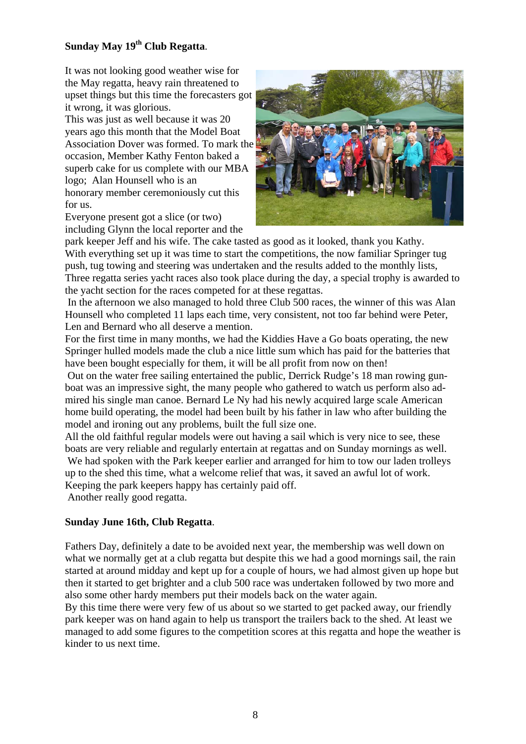**Sunday May 19th Club Regatta**.

It was not looking good weather wise for the May regatta, heavy rain threatened to upset things but this time the forecasters got it wrong, it was glorious.
This was just as well because it was 20 years ago this month that the Model Boat Association Dover was formed. To mark the occasion, Member Kathy Fenton baked a superb cake for us complete with our MBA logo; Alan Hounsell who is an honorary member ceremoniously cut this for us.
Everyone present got a slice (or two) including Glynn the local reporter and the park keeper Jeff and his wife. The cake tasted as good as it looked, thank you Kathy.
With everything set up it was time to start the competitions, the now familiar Springer tug push, tug towing and steering was undertaken and the results added to the monthly lists, Three regatta series yacht races also took place during the day, a special trophy is awarded to the yacht section for the races competed for at these regattas.
In the afternoon we also managed to hold three Club 500 races, the winner of this was Alan Hounsell who completed 11 laps each time, very consistent, not too far behind were Peter, Len and Bernard who all deserve a mention.
For the first time in many months, we had the Kiddies Have a Go boats operating, the new Springer hulled models made the club a nice little sum which has paid for the batteries that have been bought especially for them, it will be all profit from now on then!
Out on the water free sailing entertained the public, Derrick Rudge's 18 man rowing gun-boat was an impressive sight, the many people who gathered to watch us perform also admired his single man canoe. Bernard Le Ny had his newly acquired large scale American home build operating, the model had been built by his father in law who after building the model and ironing out any problems, built the full size one.
All the old faithful regular models were out having a sail which is very nice to see, these boats are very reliable and regularly entertain at regattas and on Sunday mornings as well.
We had spoken with the Park keeper earlier and arranged for him to tow our laden trolleys up to the shed this time, what a welcome relief that was, it saved an awful lot of work. Keeping the park keepers happy has certainly paid off.
Another really good regatta.

**Sunday June 16th, Club Regatta**.

Fathers Day, definitely a date to be avoided next year, the membership was well down on what we normally get at a club regatta but despite this we had a good mornings sail, the rain started at around midday and kept up for a couple of hours, we had almost given up hope but then it started to get brighter and a club 500 race was undertaken followed by two more and also some other hardy members put their models back on the water again.
By this time there were very few of us about so we started to get packed away, our friendly park keeper was on hand again to help us transport the trailers back to the shed. At least we managed to add some figures to the competition scores at this regatta and hope the weather is kinder to us next time.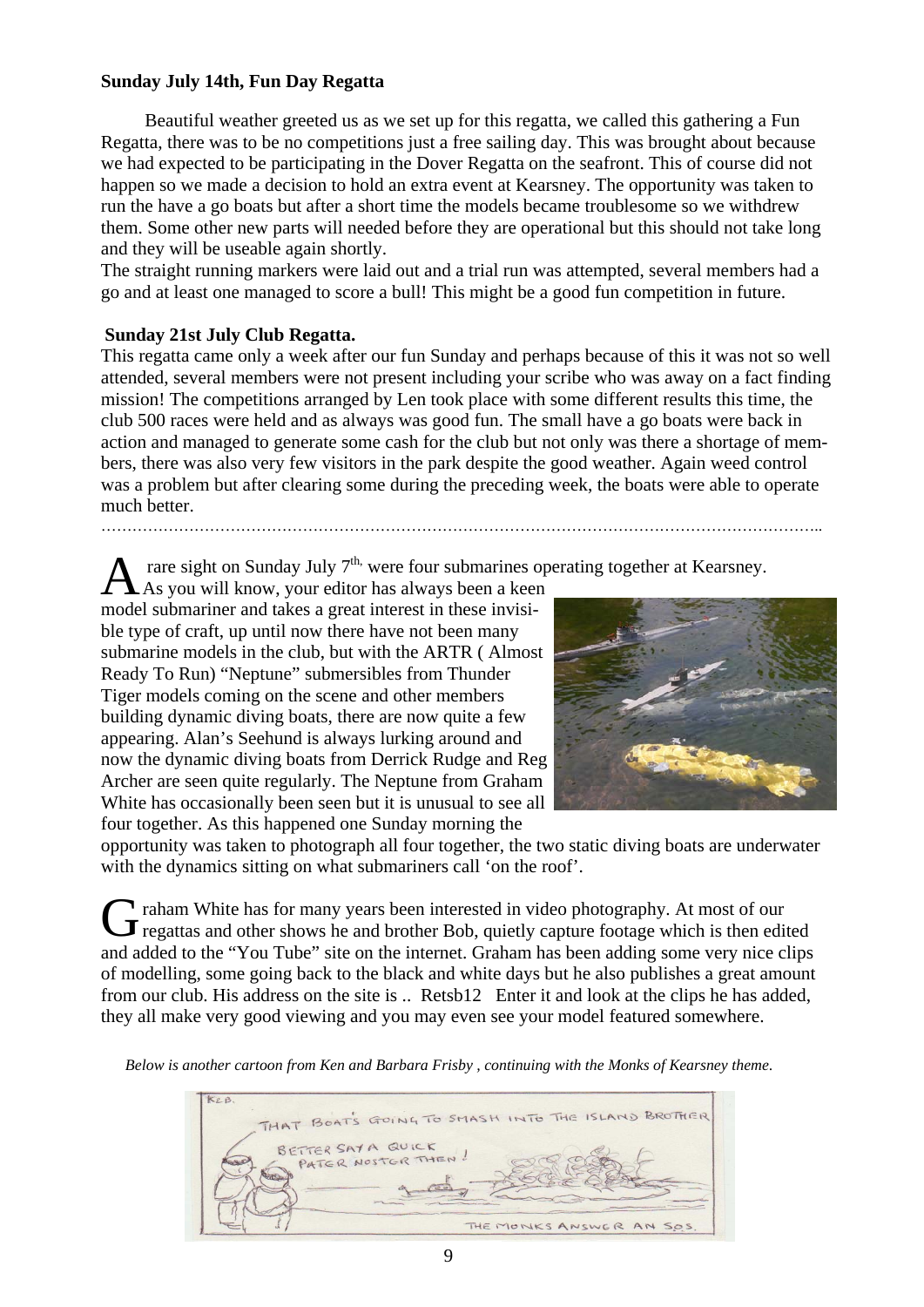**Sunday July 14th, Fun Day Regatta**

Beautiful weather greeted us as we set up for this regatta, we called this gathering a Fun Regatta, there was to be no competitions just a free sailing day. This was brought about because we had expected to be participating in the Dover Regatta on the seafront. This of course did not happen so we made a decision to hold an extra event at Kearsney. The opportunity was taken to run the have a go boats but after a short time the models became troublesome so we withdrew them. Some other new parts will needed before they are operational but this should not take long and they will be useable again shortly.

The straight running markers were laid out and a trial run was attempted, several members had a go and at least one managed to score a bull! This might be a good fun competition in future.

**Sunday 21st July Club Regatta.**

This regatta came only a week after our fun Sunday and perhaps because of this it was not so well attended, several members were not present including your scribe who was away on a fact finding mission! The competitions arranged by Len took place with some different results this time, the club 500 races were held and as always was good fun. The small have a go boats were back in action and managed to generate some cash for the club but not only was there a shortage of members, there was also very few visitors in the park despite the good weather. Again weed control was a problem but after clearing some during the preceding week, the boats were able to operate much better.

……………………………………………………………………………………………………………………..

A rare sight on Sunday July 7th, were four submarines operating together at Kearsney. As you will know, your editor has always been a keen model submariner and takes a great interest in these invisible type of craft, up until now there have not been many submarine models in the club, but with the ARTR ( Almost Ready To Run) "Neptune" submersibles from Thunder Tiger models coming on the scene and other members building dynamic diving boats, there are now quite a few appearing. Alan's Seehund is always lurking around and now the dynamic diving boats from Derrick Rudge and Reg Archer are seen quite regularly. The Neptune from Graham White has occasionally been seen but it is unusual to see all four together. As this happened one Sunday morning the opportunity was taken to photograph all four together, the two static diving boats are underwater with the dynamics sitting on what submariners call 'on the roof'.

Graham White has for many years been interested in video photography. At most of our regattas and other shows he and brother Bob, quietly capture footage which is then edited and added to the "You Tube" site on the internet. Graham has been adding some very nice clips of modelling, some going back to the black and white days but he also publishes a great amount from our club. His address on the site is .. Retsb12 Enter it and look at the clips he has added, they all make very good viewing and you may even see your model featured somewhere.

*Below is another cartoon from Ken and Barbara Frisby , continuing with the Monks of Kearsney theme.*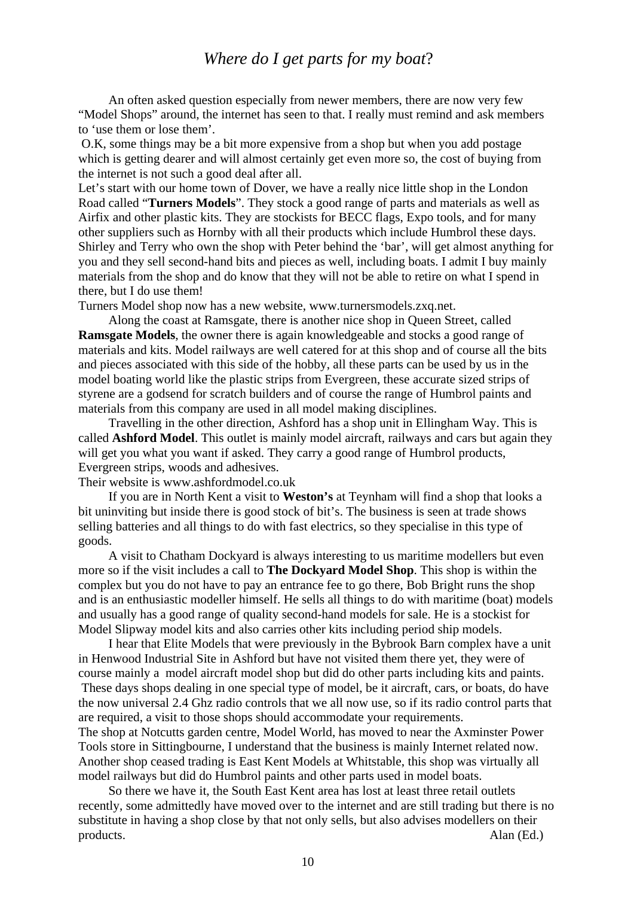# *Where do I get parts for my boat*?

An often asked question especially from newer members, there are now very few "Model Shops" around, the internet has seen to that. I really must remind and ask members to 'use them or lose them'.

O.K, some things may be a bit more expensive from a shop but when you add postage which is getting dearer and will almost certainly get even more so, the cost of buying from the internet is not such a good deal after all.

Let's start with our home town of Dover, we have a really nice little shop in the London Road called "**Turners Models**". They stock a good range of parts and materials as well as Airfix and other plastic kits. They are stockists for BECC flags, Expo tools, and for many other suppliers such as Hornby with all their products which include Humbrol these days. Shirley and Terry who own the shop with Peter behind the 'bar', will get almost anything for you and they sell second-hand bits and pieces as well, including boats. I admit I buy mainly materials from the shop and do know that they will not be able to retire on what I spend in there, but I do use them!

Turners Model shop now has a new website, www.turnersmodels.zxq.net.

Along the coast at Ramsgate, there is another nice shop in Queen Street, called **Ramsgate Models**, the owner there is again knowledgeable and stocks a good range of materials and kits. Model railways are well catered for at this shop and of course all the bits and pieces associated with this side of the hobby, all these parts can be used by us in the model boating world like the plastic strips from Evergreen, these accurate sized strips of styrene are a godsend for scratch builders and of course the range of Humbrol paints and materials from this company are used in all model making disciplines.

Travelling in the other direction, Ashford has a shop unit in Ellingham Way. This is called **Ashford Model**. This outlet is mainly model aircraft, railways and cars but again they will get you what you want if asked. They carry a good range of Humbrol products, Evergreen strips, woods and adhesives.

Their website is www.ashfordmodel.co.uk

If you are in North Kent a visit to **Weston's** at Teynham will find a shop that looks a bit uninviting but inside there is good stock of bit's. The business is seen at trade shows selling batteries and all things to do with fast electrics, so they specialise in this type of goods.

A visit to Chatham Dockyard is always interesting to us maritime modellers but even more so if the visit includes a call to **The Dockyard Model Shop**. This shop is within the complex but you do not have to pay an entrance fee to go there, Bob Bright runs the shop and is an enthusiastic modeller himself. He sells all things to do with maritime (boat) models and usually has a good range of quality second-hand models for sale. He is a stockist for Model Slipway model kits and also carries other kits including period ship models.

I hear that Elite Models that were previously in the Bybrook Barn complex have a unit in Henwood Industrial Site in Ashford but have not visited them there yet, they were of course mainly a model aircraft model shop but did do other parts including kits and paints. These days shops dealing in one special type of model, be it aircraft, cars, or boats, do have the now universal 2.4 Ghz radio controls that we all now use, so if its radio control parts that are required, a visit to those shops should accommodate your requirements.

The shop at Notcutts garden centre, Model World, has moved to near the Axminster Power Tools store in Sittingbourne, I understand that the business is mainly Internet related now. Another shop ceased trading is East Kent Models at Whitstable, this shop was virtually all model railways but did do Humbrol paints and other parts used in model boats.

So there we have it, the South East Kent area has lost at least three retail outlets recently, some admittedly have moved over to the internet and are still trading but there is no substitute in having a shop close by that not only sells, but also advises modellers on their products.

Alan (Ed.)